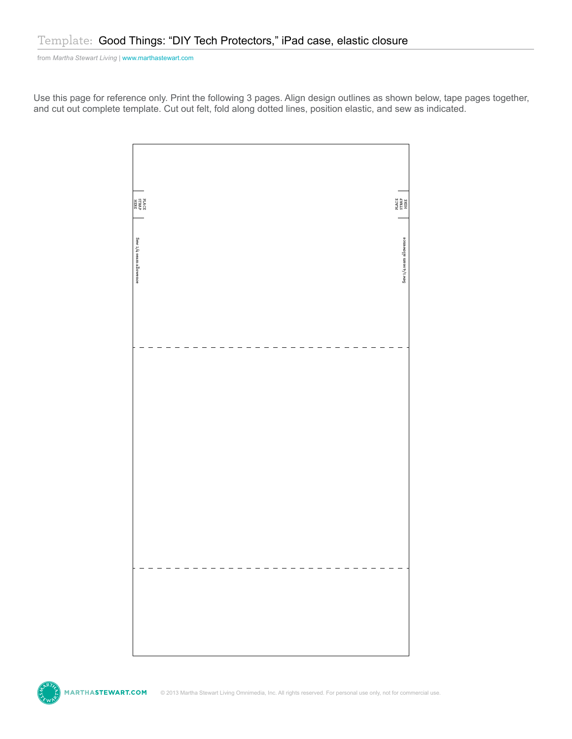# Template: Good Things: “DIY Tech Protectors,” iPad case, elastic closure

from *Martha Stewart Living* | www.marthastewart.com

Use this page for reference only. Print the following 3 pages. Align design outlines as shown below, tape pages together, and cut out complete template. Cut out felt, fold along dotted lines, position elastic, and sew as indicated.

PLACE STRAP HERE

PLACE STRAP HERE

Sew 1/4 seam allowence

Sew 1/4 seam allowence

© 2013 Martha Stewart Living Omnimedia, Inc. All rights reserved. For personal use only, not for commercial use.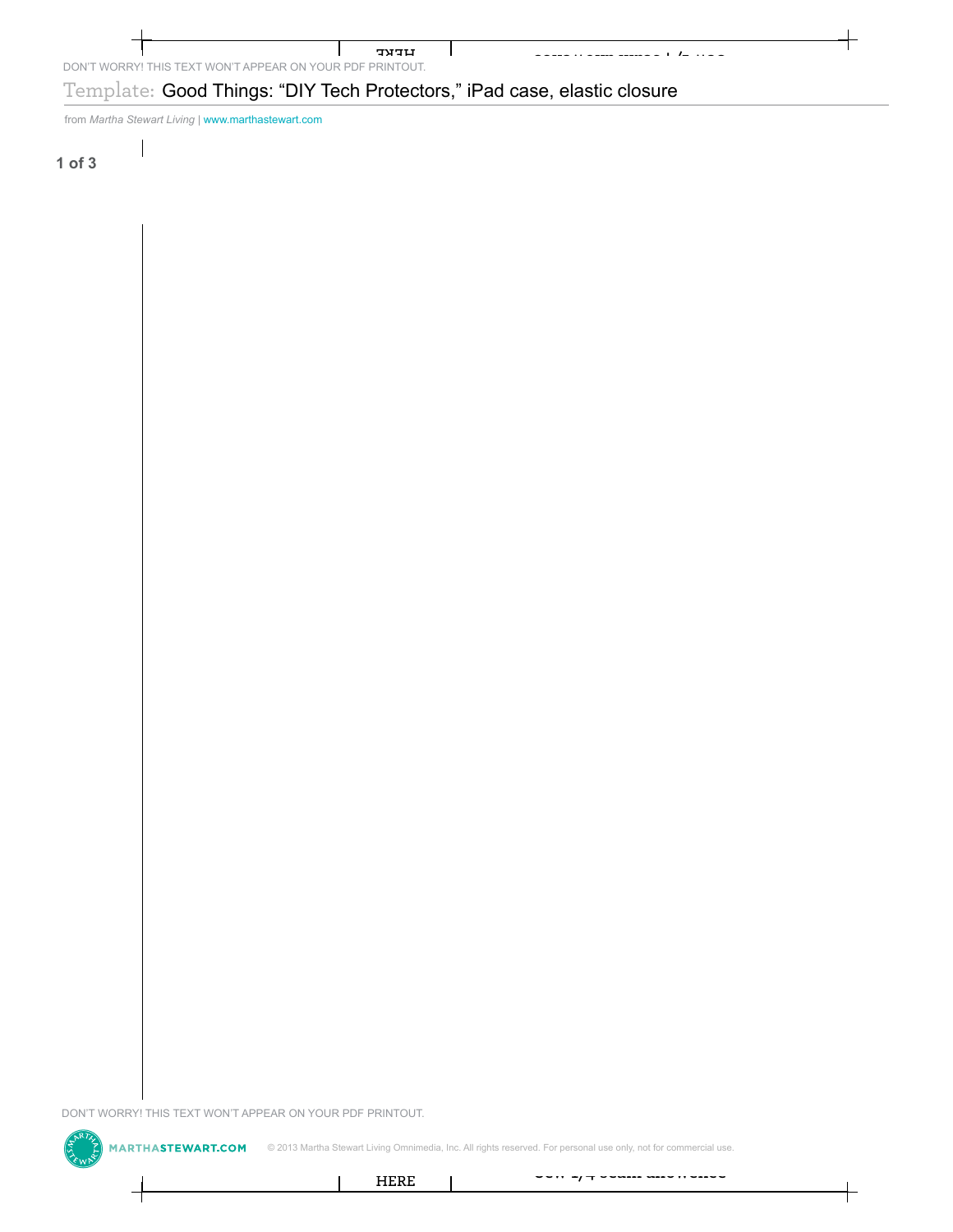DON'T WORRY! THIS TEXT WON'T APPEAR ON YOUR PDF PRINTOUT.

Template: Good Things: "DIY Tech Protectors," iPad case, elastic closure

from *Martha Stewart Living* | www.marthastewart.com

DON'T WORRY! THIS TEXT WON'T APPEAR ON YOUR PDF PRINTOUT.

HERE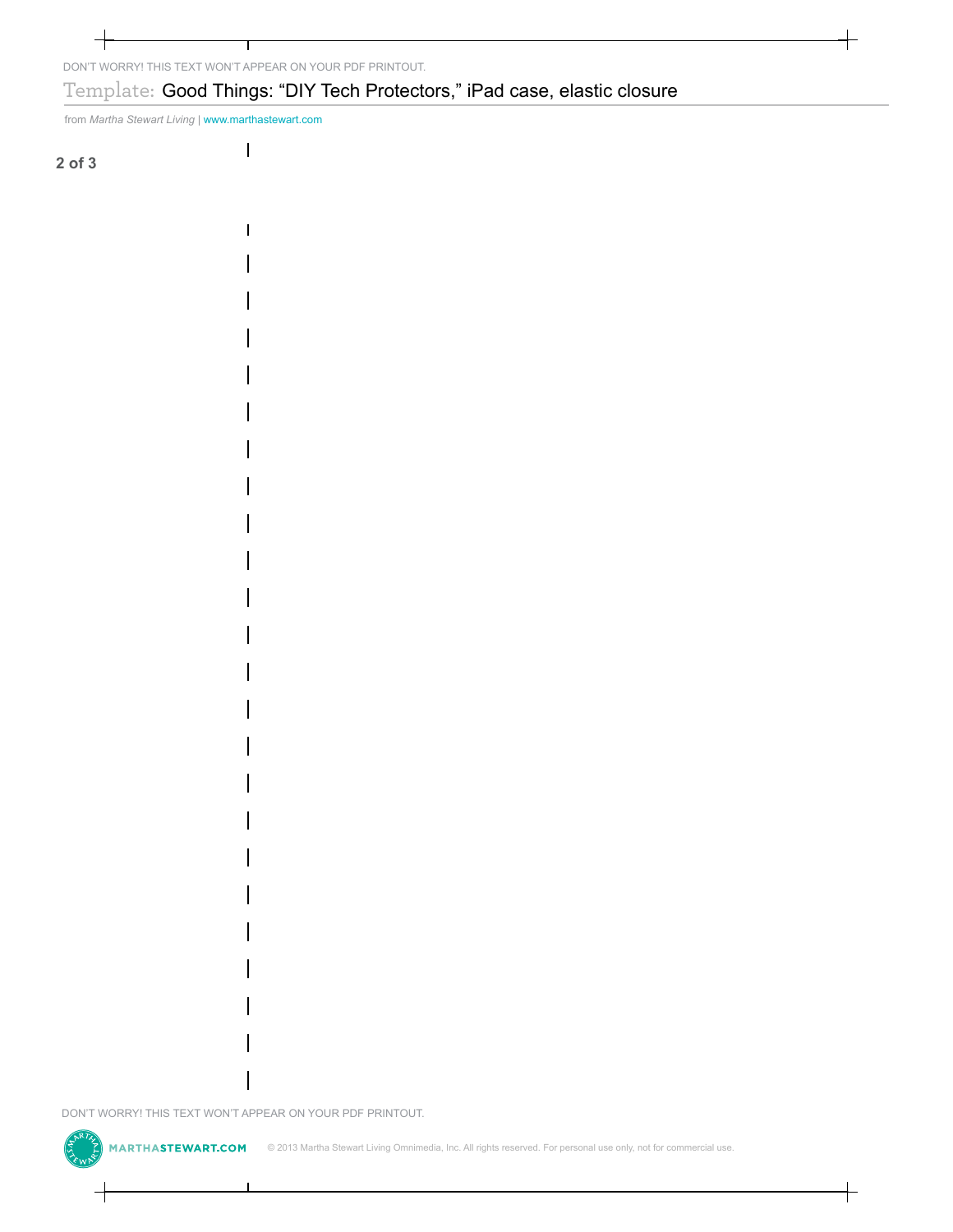DON'T WORRY! THIS TEXT WON'T APPEAR ON YOUR PDF PRINTOUT.

# Template: Good Things: "DIY Tech Protectors," iPad case, elastic closure

from *Martha Stewart Living* | www.marthastewart.com

DON'T WORRY! THIS TEXT WON'T APPEAR ON YOUR PDF PRINTOUT.

MARTHASTEWART.COM © 2013 Martha Stewart Living Omnimedia, Inc. All rights reserved. For personal use only, not for commercial use.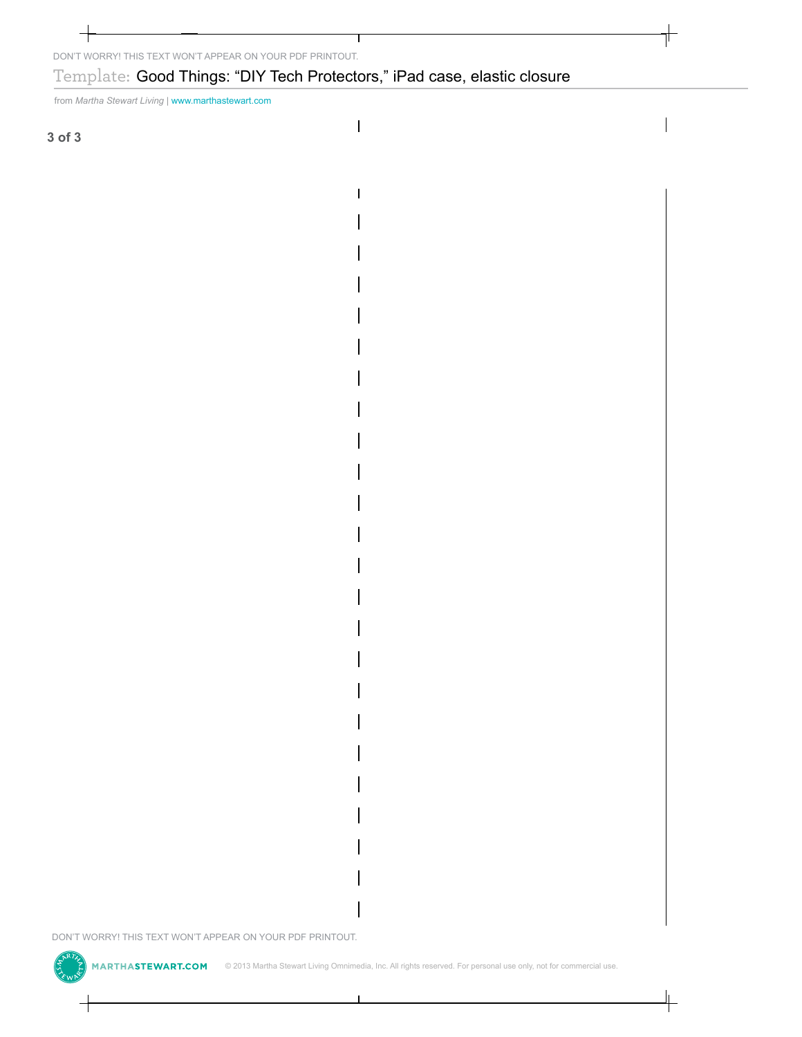DON'T WORRY! THIS TEXT WON'T APPEAR ON YOUR PDF PRINTOUT.

Template: Good Things: "DIY Tech Protectors," iPad case, elastic closure

from *Martha Stewart Living* | www.marthastewart.com

DON'T WORRY! THIS TEXT WON'T APPEAR ON YOUR PDF PRINTOUT.

MARTHASTEWART.COM © 2013 Martha Stewart Living Omnimedia, Inc. All rights reserved. For personal use only, not for commercial use.